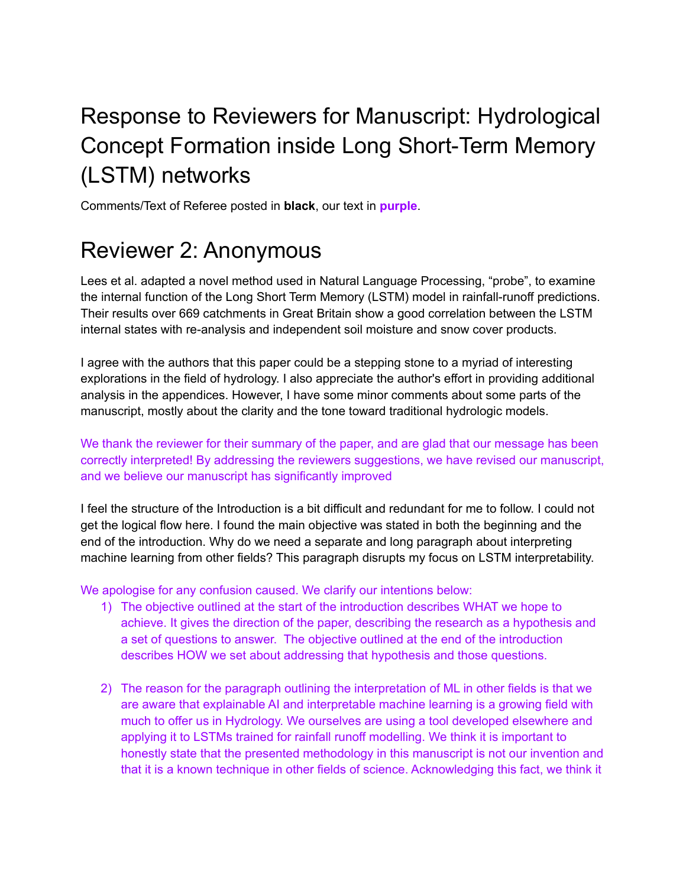# Response to Reviewers for Manuscript: Hydrological Concept Formation inside Long Short-Term Memory (LSTM) networks

Comments/Text of Referee posted in **black**, our text in **purple**.

# Reviewer 2: Anonymous

Lees et al. adapted a novel method used in Natural Language Processing, "probe", to examine the internal function of the Long Short Term Memory (LSTM) model in rainfall-runoff predictions. Their results over 669 catchments in Great Britain show a good correlation between the LSTM internal states with re-analysis and independent soil moisture and snow cover products.

I agree with the authors that this paper could be a stepping stone to a myriad of interesting explorations in the field of hydrology. I also appreciate the author's effort in providing additional analysis in the appendices. However, I have some minor comments about some parts of the manuscript, mostly about the clarity and the tone toward traditional hydrologic models.

We thank the reviewer for their summary of the paper, and are glad that our message has been correctly interpreted! By addressing the reviewers suggestions, we have revised our manuscript, and we believe our manuscript has significantly improved

I feel the structure of the Introduction is a bit difficult and redundant for me to follow. I could not get the logical flow here. I found the main objective was stated in both the beginning and the end of the introduction. Why do we need a separate and long paragraph about interpreting machine learning from other fields? This paragraph disrupts my focus on LSTM interpretability.

We apologise for any confusion caused. We clarify our intentions below:

1) The objective outlined at the start of the introduction describes WHAT we hope to achieve. It gives the direction of the paper, describing the research as a hypothesis and a set of questions to answer. The objective outlined at the end of the introduction describes HOW we set about addressing that hypothesis and those questions.

2) The reason for the paragraph outlining the interpretation of ML in other fields is that we are aware that explainable AI and interpretable machine learning is a growing field with much to offer us in Hydrology. We ourselves are using a tool developed elsewhere and applying it to LSTMs trained for rainfall runoff modelling. We think it is important to honestly state that the presented methodology in this manuscript is not our invention and that it is a known technique in other fields of science. Acknowledging this fact, we think it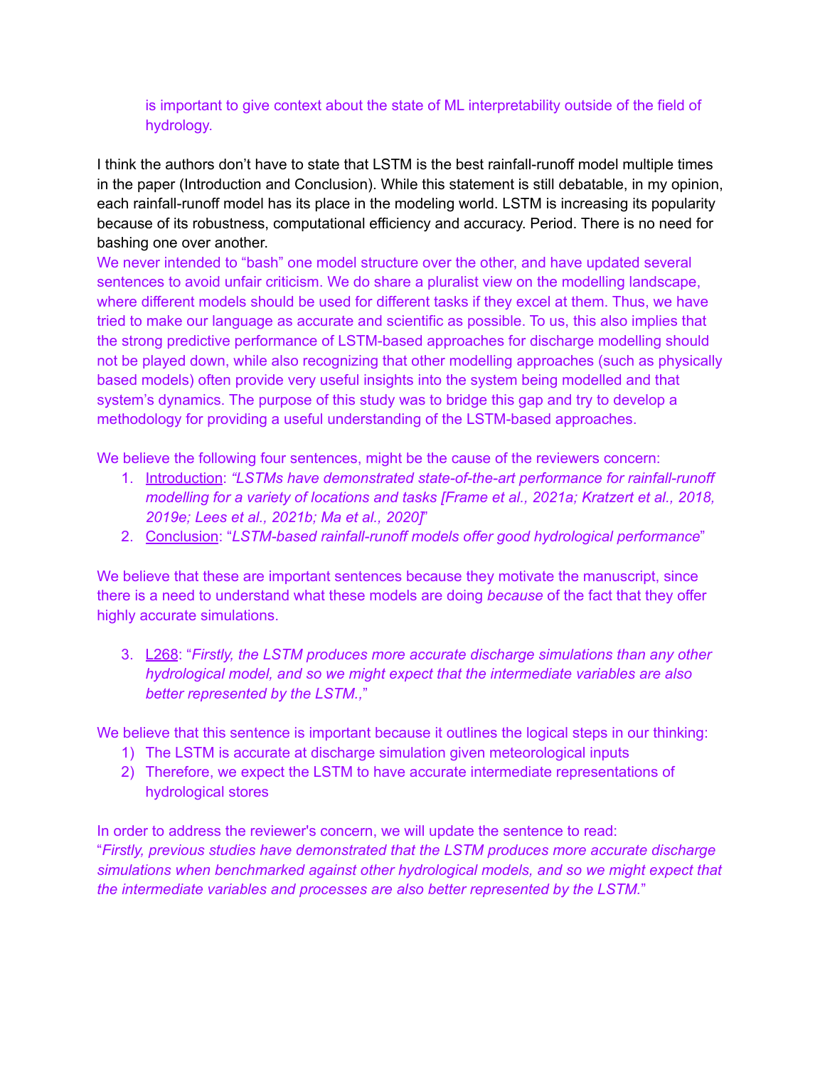is important to give context about the state of ML interpretability outside of the field of hydrology.

I think the authors don't have to state that LSTM is the best rainfall-runoff model multiple times in the paper (Introduction and Conclusion). While this statement is still debatable, in my opinion, each rainfall-runoff model has its place in the modeling world. LSTM is increasing its popularity because of its robustness, computational efficiency and accuracy. Period. There is no need for bashing one over another.

We never intended to "bash" one model structure over the other, and have updated several sentences to avoid unfair criticism. We do share a pluralist view on the modelling landscape, where different models should be used for different tasks if they excel at them. Thus, we have tried to make our language as accurate and scientific as possible. To us, this also implies that the strong predictive performance of LSTM-based approaches for discharge modelling should not be played down, while also recognizing that other modelling approaches (such as physically based models) often provide very useful insights into the system being modelled and that system's dynamics. The purpose of this study was to bridge this gap and try to develop a methodology for providing a useful understanding of the LSTM-based approaches.

We believe the following four sentences, might be the cause of the reviewers concern:

1. Introduction: "*LSTMs have demonstrated state-of-the-art performance for rainfall-runoff modelling for a variety of locations and tasks [Frame et al., 2021a; Kratzert et al., 2018, 2019e; Lees et al., 2021b; Ma et al., 2020]*"
2. Conclusion: "*LSTM-based rainfall-runoff models offer good hydrological performance*"

We believe that these are important sentences because they motivate the manuscript, since there is a need to understand what these models are doing *because* of the fact that they offer highly accurate simulations.

3. L268: "*Firstly, the LSTM produces more accurate discharge simulations than any other hydrological model, and so we might expect that the intermediate variables are also better represented by the LSTM.,*"

We believe that this sentence is important because it outlines the logical steps in our thinking:

1) The LSTM is accurate at discharge simulation given meteorological inputs
2) Therefore, we expect the LSTM to have accurate intermediate representations of hydrological stores

In order to address the reviewer's concern, we will update the sentence to read:
"*Firstly, previous studies have demonstrated that the LSTM produces more accurate discharge simulations when benchmarked against other hydrological models, and so we might expect that the intermediate variables and processes are also better represented by the LSTM.*"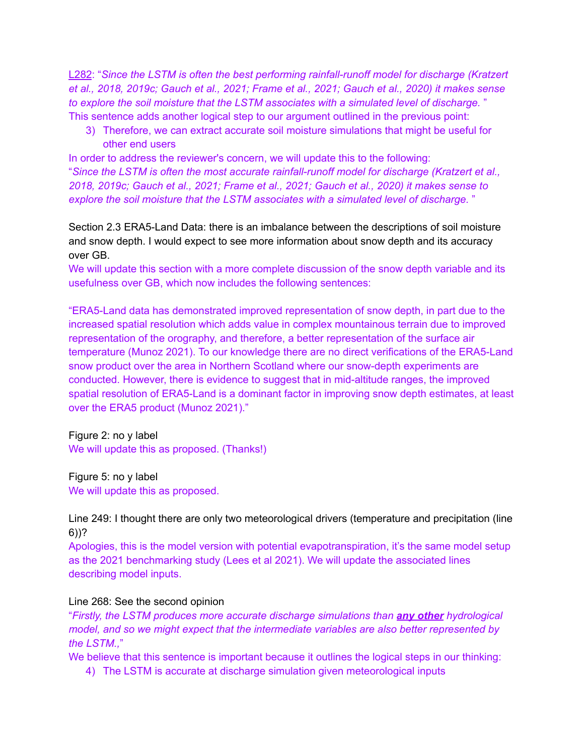L282: "*Since the LSTM is often the best performing rainfall-runoff model for discharge (Kratzert et al., 2018, 2019c; Gauch et al., 2021; Frame et al., 2021; Gauch et al., 2020) it makes sense to explore the soil moisture that the LSTM associates with a simulated level of discharge.* "
This sentence adds another logical step to our argument outlined in the previous point:

3) Therefore, we can extract accurate soil moisture simulations that might be useful for other end users

In order to address the reviewer's concern, we will update this to the following:
"*Since the LSTM is often the most accurate rainfall-runoff model for discharge (Kratzert et al., 2018, 2019c; Gauch et al., 2021; Frame et al., 2021; Gauch et al., 2020) it makes sense to explore the soil moisture that the LSTM associates with a simulated level of discharge.* "

Section 2.3 ERA5-Land Data: there is an imbalance between the descriptions of soil moisture and snow depth. I would expect to see more information about snow depth and its accuracy over GB.
We will update this section with a more complete discussion of the snow depth variable and its usefulness over GB, which now includes the following sentences:

"ERA5-Land data has demonstrated improved representation of snow depth, in part due to the increased spatial resolution which adds value in complex mountainous terrain due to improved representation of the orography, and therefore, a better representation of the surface air temperature (Munoz 2021). To our knowledge there are no direct verifications of the ERA5-Land snow product over the area in Northern Scotland where our snow-depth experiments are conducted. However, there is evidence to suggest that in mid-altitude ranges, the improved spatial resolution of ERA5-Land is a dominant factor in improving snow depth estimates, at least over the ERA5 product (Munoz 2021)."

Figure 2: no y label
We will update this as proposed. (Thanks!)

Figure 5: no y label
We will update this as proposed.

Line 249: I thought there are only two meteorological drivers (temperature and precipitation (line 6))?
Apologies, this is the model version with potential evapotranspiration, it's the same model setup as the 2021 benchmarking study (Lees et al 2021). We will update the associated lines describing model inputs.

Line 268: See the second opinion
"*Firstly, the LSTM produces more accurate discharge simulations than **any other** hydrological model, and so we might expect that the intermediate variables are also better represented by the LSTM.,*"
We believe that this sentence is important because it outlines the logical steps in our thinking:

4) The LSTM is accurate at discharge simulation given meteorological inputs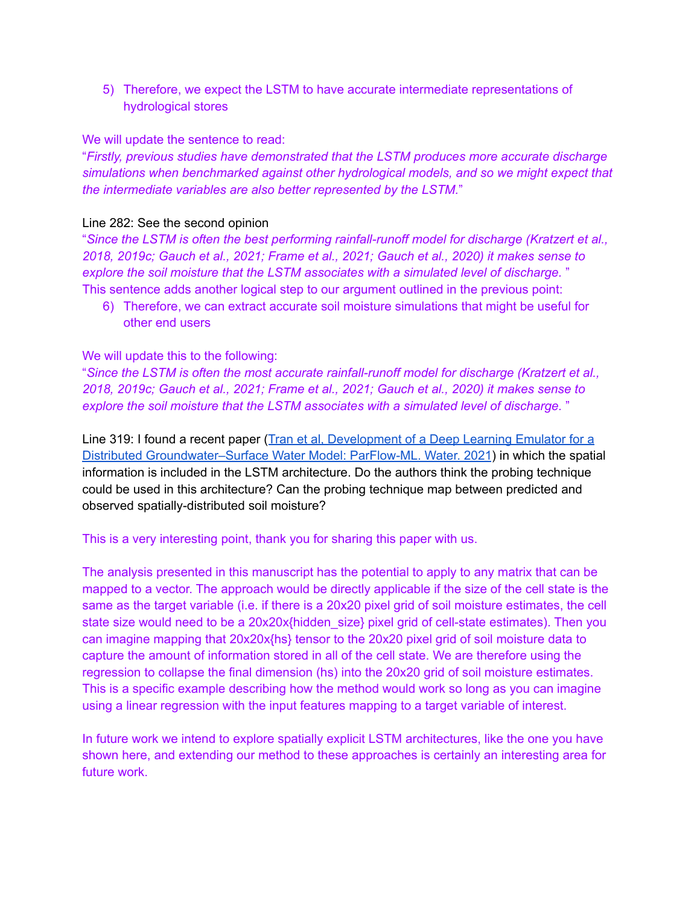5) Therefore, we expect the LSTM to have accurate intermediate representations of hydrological stores

We will update the sentence to read:

"*Firstly, previous studies have demonstrated that the LSTM produces more accurate discharge simulations when benchmarked against other hydrological models, and so we might expect that the intermediate variables are also better represented by the LSTM.*"

Line 282: See the second opinion

"*Since the LSTM is often the best performing rainfall-runoff model for discharge (Kratzert et al., 2018, 2019c; Gauch et al., 2021; Frame et al., 2021; Gauch et al., 2020) it makes sense to explore the soil moisture that the LSTM associates with a simulated level of discharge.* "

This sentence adds another logical step to our argument outlined in the previous point:

6) Therefore, we can extract accurate soil moisture simulations that might be useful for other end users

We will update this to the following:

"*Since the LSTM is often the most accurate rainfall-runoff model for discharge (Kratzert et al., 2018, 2019c; Gauch et al., 2021; Frame et al., 2021; Gauch et al., 2020) it makes sense to explore the soil moisture that the LSTM associates with a simulated level of discharge.* "

Line 319: I found a recent paper (Tran et al, Development of a Deep Learning Emulator for a Distributed Groundwater–Surface Water Model: ParFlow-ML. Water. 2021) in which the spatial information is included in the LSTM architecture. Do the authors think the probing technique could be used in this architecture? Can the probing technique map between predicted and observed spatially-distributed soil moisture?

This is a very interesting point, thank you for sharing this paper with us.

The analysis presented in this manuscript has the potential to apply to any matrix that can be mapped to a vector. The approach would be directly applicable if the size of the cell state is the same as the target variable (i.e. if there is a 20x20 pixel grid of soil moisture estimates, the cell state size would need to be a 20x20x{hidden_size} pixel grid of cell-state estimates). Then you can imagine mapping that 20x20x{hs} tensor to the 20x20 pixel grid of soil moisture data to capture the amount of information stored in all of the cell state. We are therefore using the regression to collapse the final dimension (hs) into the 20x20 grid of soil moisture estimates. This is a specific example describing how the method would work so long as you can imagine using a linear regression with the input features mapping to a target variable of interest.

In future work we intend to explore spatially explicit LSTM architectures, like the one you have shown here, and extending our method to these approaches is certainly an interesting area for future work.